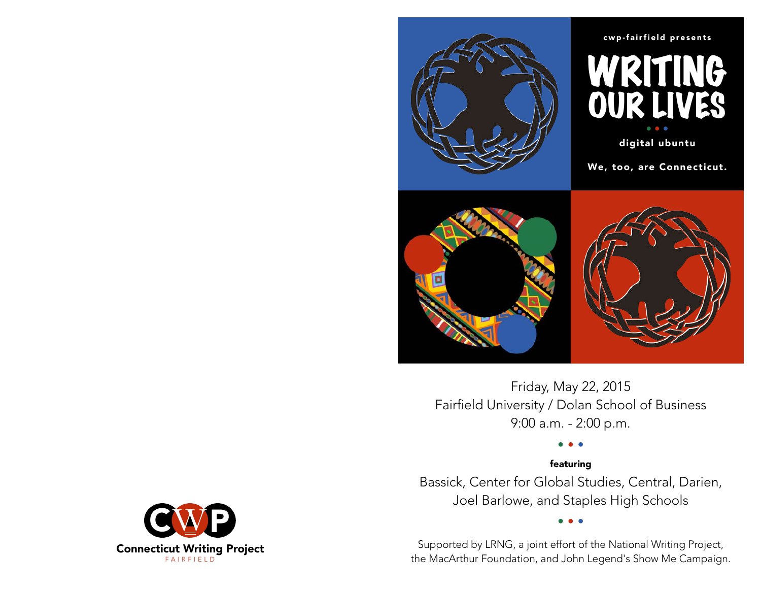cwp-fairfield presents

# WRITING OUR LIVES

digital ubuntu

We, too, are Connecticut.

Friday, May 22, 2015
Fairfield University / Dolan School of Business
9:00 a.m. - 2:00 p.m.

**featuring**

Bassick, Center for Global Studies, Central, Darien, Joel Barlowe, and Staples High Schools

Supported by LRNG, a joint effort of the National Writing Project, the MacArthur Foundation, and John Legend's Show Me Campaign.

CWP
Connecticut Writing Project
FAIRFIELD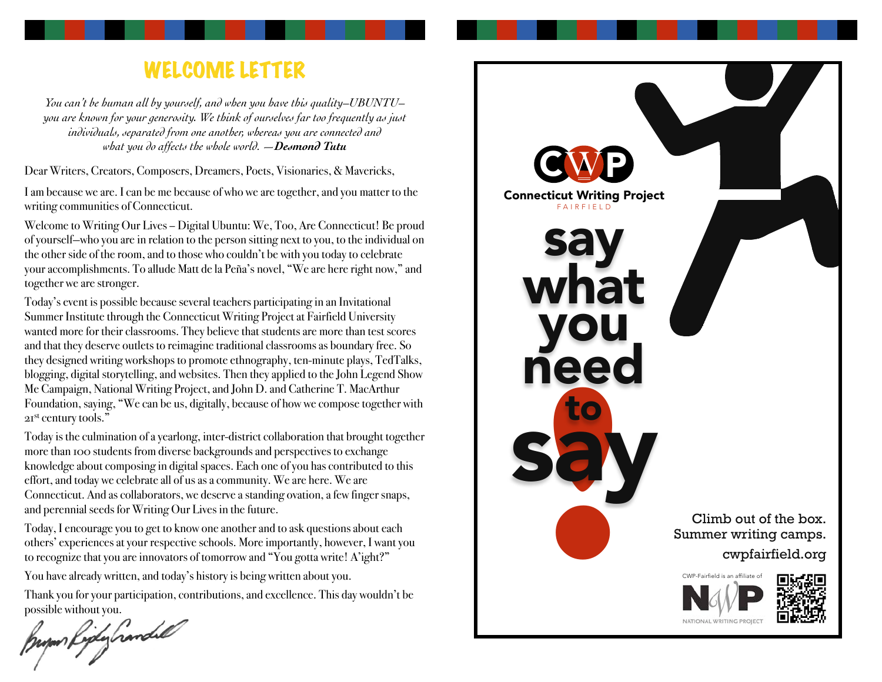# WELCOME LETTER

*You can't be human all by yourself, and when you have this quality–UBUNTU–you are known for your generosity. We think of ourselves far too frequently as just individuals, separated from one another, whereas you are connected and what you do affects the whole world. —**Desmond Tutu***

Dear Writers, Creators, Composers, Dreamers, Poets, Visionaries, & Mavericks,

I am because we are. I can be me because of who we are together, and you matter to the writing communities of Connecticut.

Welcome to Writing Our Lives – Digital Ubuntu: We, Too, Are Connecticut! Be proud of yourself—who you are in relation to the person sitting next to you, to the individual on the other side of the room, and to those who couldn't be with you today to celebrate your accomplishments. To allude Matt de la Peña's novel, "We are here right now," and together we are stronger.

Today's event is possible because several teachers participating in an Invitational Summer Institute through the Connecticut Writing Project at Fairfield University wanted more for their classrooms. They believe that students are more than test scores and that they deserve outlets to reimagine traditional classrooms as boundary free. So they designed writing workshops to promote ethnography, ten-minute plays, TedTalks, blogging, digital storytelling, and websites. Then they applied to the John Legend Show Me Campaign, National Writing Project, and John D. and Catherine T. MacArthur Foundation, saying, "We can be us, digitally, because of how we compose together with 21st century tools."

Today is the culmination of a yearlong, inter-district collaboration that brought together more than 100 students from diverse backgrounds and perspectives to exchange knowledge about composing in digital spaces. Each one of you has contributed to this effort, and today we celebrate all of us as a community. We are here. We are Connecticut. And as collaborators, we deserve a standing ovation, a few finger snaps, and perennial seeds for Writing Our Lives in the future.

Today, I encourage you to get to know one another and to ask questions about each others' experiences at your respective schools. More importantly, however, I want you to recognize that you are innovators of tomorrow and "You gotta write! A'ight?"

You have already written, and today's history is being written about you.

Thank you for your participation, contributions, and excellence. This day wouldn't be possible without you.

Bryan Ripley Crandall

---

CWP
Connecticut Writing Project
FAIRFIELD

say what you need to say!

Climb out of the box.
Summer writing camps.

cwpfairfield.org

CWP-Fairfield is an affiliate of
NWP
NATIONAL WRITING PROJECT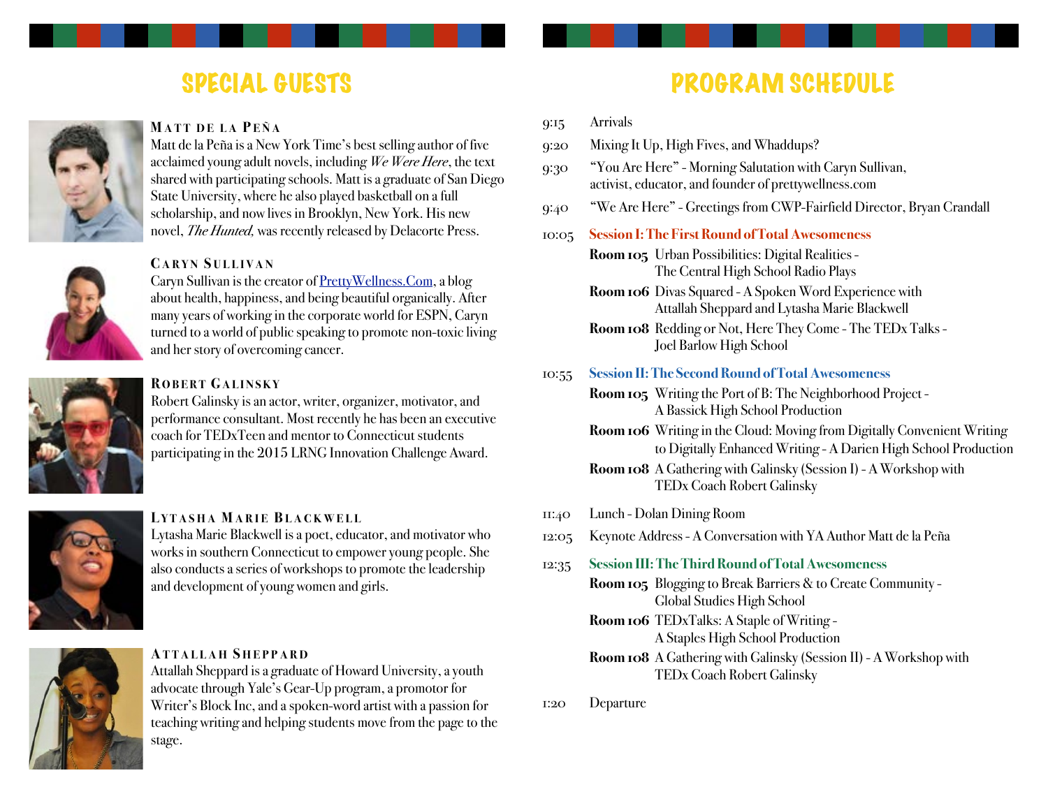# SPECIAL GUESTS

### MATT DE LA PEÑA

Matt de la Peña is a New York Time's best selling author of five acclaimed young adult novels, including *We Were Here*, the text shared with participating schools. Matt is a graduate of San Diego State University, where he also played basketball on a full scholarship, and now lives in Brooklyn, New York. His new novel, *The Hunted,* was recently released by Delacorte Press.

### CARYN SULLIVAN

Caryn Sullivan is the creator of PrettyWellness.Com, a blog about health, happiness, and being beautiful organically. After many years of working in the corporate world for ESPN, Caryn turned to a world of public speaking to promote non-toxic living and her story of overcoming cancer.

### ROBERT GALINSKY

Robert Galinsky is an actor, writer, organizer, motivator, and performance consultant. Most recently he has been an executive coach for TEDxTeen and mentor to Connecticut students participating in the 2015 LRNG Innovation Challenge Award.

### LYTASHA MARIE BLACKWELL

Lytasha Marie Blackwell is a poet, educator, and motivator who works in southern Connecticut to empower young people. She also conducts a series of workshops to promote the leadership and development of young women and girls.

### ATTALLAH SHEPPARD

Attallah Sheppard is a graduate of Howard University, a youth advocate through Yale's Gear-Up program, a promotor for Writer's Block Inc, and a spoken-word artist with a passion for teaching writing and helping students move from the page to the stage.

# PROGRAM SCHEDULE

9:15 Arrivals

9:20 Mixing It Up, High Fives, and Whaddups?

9:30 "You Are Here" - Morning Salutation with Caryn Sullivan, activist, educator, and founder of prettywellness.com

9:40 "We Are Here" - Greetings from CWP-Fairfield Director, Bryan Crandall

10:05 **Session I: The First Round of Total Awesomeness**

- **Room 105** Urban Possibilities: Digital Realities - The Central High School Radio Plays
- **Room 106** Divas Squared - A Spoken Word Experience with Attallah Sheppard and Lytasha Marie Blackwell
- **Room 108** Redding or Not, Here They Come - The TEDx Talks - Joel Barlow High School

10:55 **Session II: The Second Round of Total Awesomeness**

- **Room 105** Writing the Port of B: The Neighborhood Project - A Bassick High School Production
- **Room 106** Writing in the Cloud: Moving from Digitally Convenient Writing to Digitally Enhanced Writing - A Darien High School Production
- **Room 108** A Gathering with Galinsky (Session I) - A Workshop with TEDx Coach Robert Galinsky

11:40 Lunch - Dolan Dining Room

12:05 Keynote Address - A Conversation with YA Author Matt de la Peña

12:35 **Session III: The Third Round of Total Awesomeness**

- **Room 105** Blogging to Break Barriers & to Create Community - Global Studies High School
- **Room 106** TEDxTalks: A Staple of Writing - A Staples High School Production
- **Room 108** A Gathering with Galinsky (Session II) - A Workshop with TEDx Coach Robert Galinsky

1:20 Departure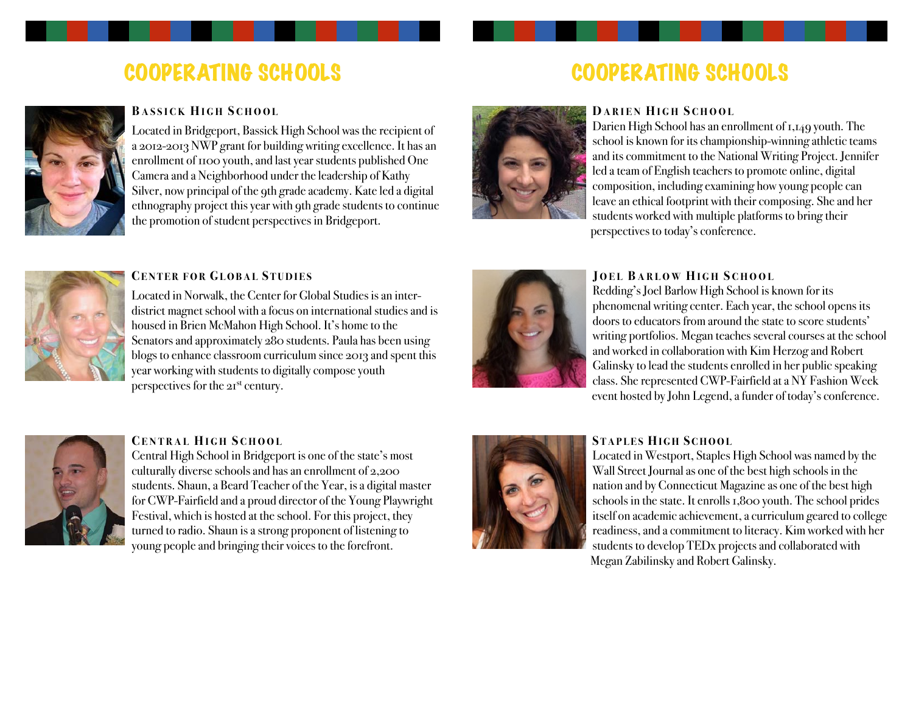# COOPERATING SCHOOLS

### Bassick High School

Located in Bridgeport, Bassick High School was the recipient of a 2012-2013 NWP grant for building writing excellence. It has an enrollment of 1100 youth, and last year students published One Camera and a Neighborhood under the leadership of Kathy Silver, now principal of the 9th grade academy. Kate led a digital ethnography project this year with 9th grade students to continue the promotion of student perspectives in Bridgeport.

### Center for Global Studies

Located in Norwalk, the Center for Global Studies is an inter-district magnet school with a focus on international studies and is housed in Brien McMahon High School. It's home to the Senators and approximately 280 students. Paula has been using blogs to enhance classroom curriculum since 2013 and spent this year working with students to digitally compose youth perspectives for the 21st century.

### Central High School

Central High School in Bridgeport is one of the state's most culturally diverse schools and has an enrollment of 2,200 students. Shaun, a Beard Teacher of the Year, is a digital master for CWP-Fairfield and a proud director of the Young Playwright Festival, which is hosted at the school. For this project, they turned to radio. Shaun is a strong proponent of listening to young people and bringing their voices to the forefront.

# COOPERATING SCHOOLS

### Darien High School

Darien High School has an enrollment of 1,149 youth. The school is known for its championship-winning athletic teams and its commitment to the National Writing Project. Jennifer led a team of English teachers to promote online, digital composition, including examining how young people can leave an ethical footprint with their composing. She and her students worked with multiple platforms to bring their perspectives to today's conference.

### Joel Barlow High School

Redding's Joel Barlow High School is known for its phenomenal writing center. Each year, the school opens its doors to educators from around the state to score students' writing portfolios. Megan teaches several courses at the school and worked in collaboration with Kim Herzog and Robert Galinsky to lead the students enrolled in her public speaking class. She represented CWP-Fairfield at a NY Fashion Week event hosted by John Legend, a funder of today's conference.

### Staples High School

Located in Westport, Staples High School was named by the Wall Street Journal as one of the best high schools in the nation and by Connecticut Magazine as one of the best high schools in the state. It enrolls 1,800 youth. The school prides itself on academic achievement, a curriculum geared to college readiness, and a commitment to literacy. Kim worked with her students to develop TEDx projects and collaborated with Megan Zabilinsky and Robert Galinsky.